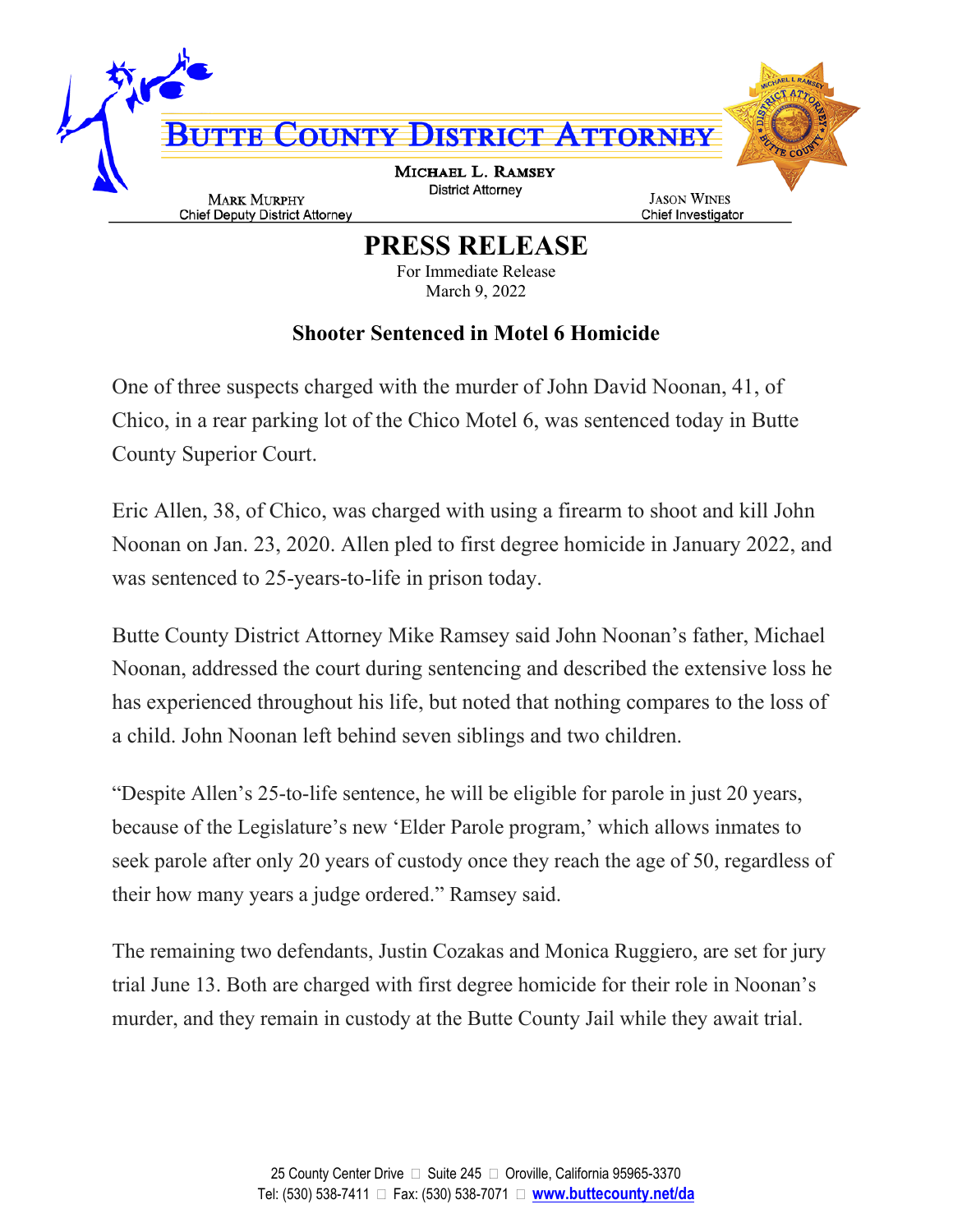# Butte County District Attorney

**Michael L. Ramsey**
District Attorney

**Mark Murphy**
Chief Deputy District Attorney

**Jason Wines**
Chief Investigator

## PRESS RELEASE

For Immediate Release
March 9, 2022

### Shooter Sentenced in Motel 6 Homicide

One of three suspects charged with the murder of John David Noonan, 41, of Chico, in a rear parking lot of the Chico Motel 6, was sentenced today in Butte County Superior Court.

Eric Allen, 38, of Chico, was charged with using a firearm to shoot and kill John Noonan on Jan. 23, 2020. Allen pled to first degree homicide in January 2022, and was sentenced to 25-years-to-life in prison today.

Butte County District Attorney Mike Ramsey said John Noonan's father, Michael Noonan, addressed the court during sentencing and described the extensive loss he has experienced throughout his life, but noted that nothing compares to the loss of a child. John Noonan left behind seven siblings and two children.

"Despite Allen's 25-to-life sentence, he will be eligible for parole in just 20 years, because of the Legislature's new 'Elder Parole program,' which allows inmates to seek parole after only 20 years of custody once they reach the age of 50, regardless of their how many years a judge ordered." Ramsey said.

The remaining two defendants, Justin Cozakas and Monica Ruggiero, are set for jury trial June 13. Both are charged with first degree homicide for their role in Noonan's murder, and they remain in custody at the Butte County Jail while they await trial.

25 County Center Drive  Suite 245  Oroville, California 95965-3370
Tel: (530) 538-7411  Fax: (530) 538-7071  www.buttecounty.net/da